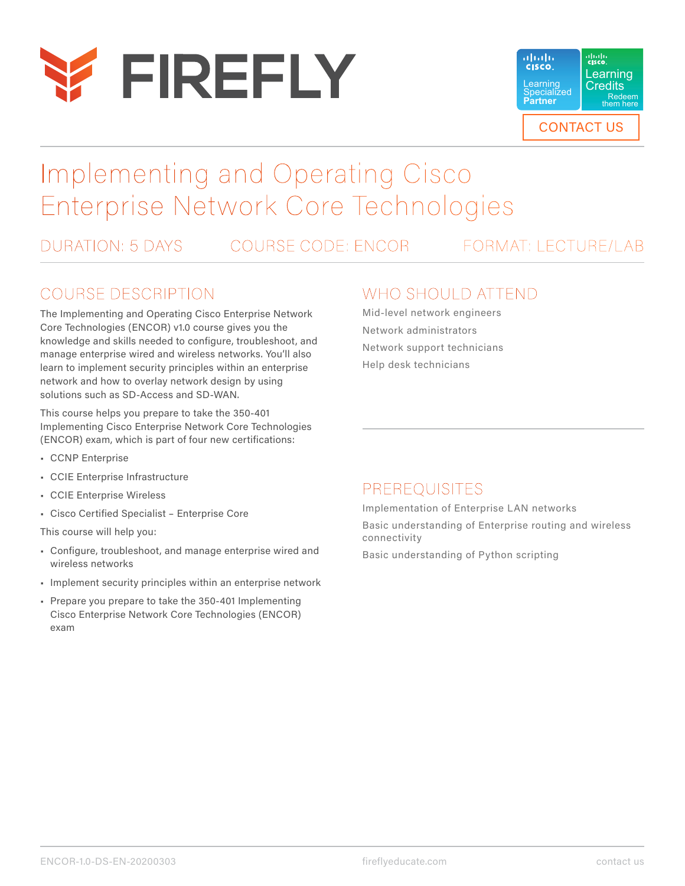FIREFLY

Cisco Learning Specialized Partner

Cisco Learning Credits — Redeem them here

CONTACT US

# Implementing and Operating Cisco Enterprise Network Core Technologies

DURATION: 5 DAYS | COURSE CODE: ENCOR | FORMAT: LECTURE/LAB

## COURSE DESCRIPTION

The Implementing and Operating Cisco Enterprise Network Core Technologies (ENCOR) v1.0 course gives you the knowledge and skills needed to configure, troubleshoot, and manage enterprise wired and wireless networks. You'll also learn to implement security principles within an enterprise network and how to overlay network design by using solutions such as SD-Access and SD-WAN.

This course helps you prepare to take the 350-401 Implementing Cisco Enterprise Network Core Technologies (ENCOR) exam, which is part of four new certifications:

- CCNP Enterprise
- CCIE Enterprise Infrastructure
- CCIE Enterprise Wireless
- Cisco Certified Specialist – Enterprise Core

This course will help you:

- Configure, troubleshoot, and manage enterprise wired and wireless networks
- Implement security principles within an enterprise network
- Prepare you prepare to take the 350-401 Implementing Cisco Enterprise Network Core Technologies (ENCOR) exam

## WHO SHOULD ATTEND

Mid-level network engineers

Network administrators

Network support technicians

Help desk technicians

## PREREQUISITES

Implementation of Enterprise LAN networks

Basic understanding of Enterprise routing and wireless connectivity

Basic understanding of Python scripting

ENCOR-1.0-DS-EN-20200303 | fireflyeducate.com | contact us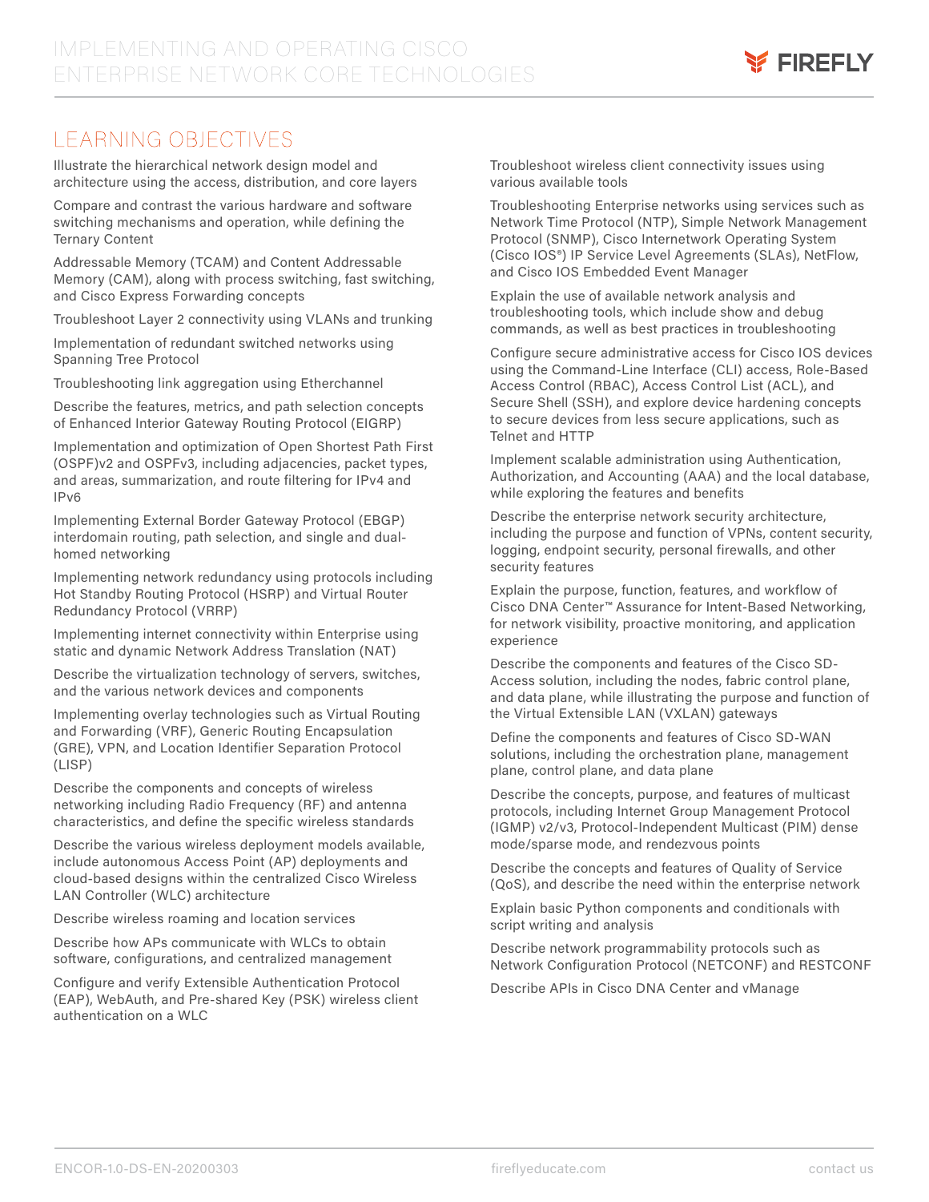## LEARNING OBJECTIVES

Illustrate the hierarchical network design model and architecture using the access, distribution, and core layers

Compare and contrast the various hardware and software switching mechanisms and operation, while defining the Ternary Content

Addressable Memory (TCAM) and Content Addressable Memory (CAM), along with process switching, fast switching, and Cisco Express Forwarding concepts

Troubleshoot Layer 2 connectivity using VLANs and trunking

Implementation of redundant switched networks using Spanning Tree Protocol

Troubleshooting link aggregation using Etherchannel

Describe the features, metrics, and path selection concepts of Enhanced Interior Gateway Routing Protocol (EIGRP)

Implementation and optimization of Open Shortest Path First (OSPF)v2 and OSPFv3, including adjacencies, packet types, and areas, summarization, and route filtering for IPv4 and IPv6

Implementing External Border Gateway Protocol (EBGP) interdomain routing, path selection, and single and dual-homed networking

Implementing network redundancy using protocols including Hot Standby Routing Protocol (HSRP) and Virtual Router Redundancy Protocol (VRRP)

Implementing internet connectivity within Enterprise using static and dynamic Network Address Translation (NAT)

Describe the virtualization technology of servers, switches, and the various network devices and components

Implementing overlay technologies such as Virtual Routing and Forwarding (VRF), Generic Routing Encapsulation (GRE), VPN, and Location Identifier Separation Protocol (LISP)

Describe the components and concepts of wireless networking including Radio Frequency (RF) and antenna characteristics, and define the specific wireless standards

Describe the various wireless deployment models available, include autonomous Access Point (AP) deployments and cloud-based designs within the centralized Cisco Wireless LAN Controller (WLC) architecture

Describe wireless roaming and location services

Describe how APs communicate with WLCs to obtain software, configurations, and centralized management

Configure and verify Extensible Authentication Protocol (EAP), WebAuth, and Pre-shared Key (PSK) wireless client authentication on a WLC

Troubleshoot wireless client connectivity issues using various available tools

Troubleshooting Enterprise networks using services such as Network Time Protocol (NTP), Simple Network Management Protocol (SNMP), Cisco Internetwork Operating System (Cisco IOS®) IP Service Level Agreements (SLAs), NetFlow, and Cisco IOS Embedded Event Manager

Explain the use of available network analysis and troubleshooting tools, which include show and debug commands, as well as best practices in troubleshooting

Configure secure administrative access for Cisco IOS devices using the Command-Line Interface (CLI) access, Role-Based Access Control (RBAC), Access Control List (ACL), and Secure Shell (SSH), and explore device hardening concepts to secure devices from less secure applications, such as Telnet and HTTP

Implement scalable administration using Authentication, Authorization, and Accounting (AAA) and the local database, while exploring the features and benefits

Describe the enterprise network security architecture, including the purpose and function of VPNs, content security, logging, endpoint security, personal firewalls, and other security features

Explain the purpose, function, features, and workflow of Cisco DNA Center™ Assurance for Intent-Based Networking, for network visibility, proactive monitoring, and application experience

Describe the components and features of the Cisco SD-Access solution, including the nodes, fabric control plane, and data plane, while illustrating the purpose and function of the Virtual Extensible LAN (VXLAN) gateways

Define the components and features of Cisco SD-WAN solutions, including the orchestration plane, management plane, control plane, and data plane

Describe the concepts, purpose, and features of multicast protocols, including Internet Group Management Protocol (IGMP) v2/v3, Protocol-Independent Multicast (PIM) dense mode/sparse mode, and rendezvous points

Describe the concepts and features of Quality of Service (QoS), and describe the need within the enterprise network

Explain basic Python components and conditionals with script writing and analysis

Describe network programmability protocols such as Network Configuration Protocol (NETCONF) and RESTCONF

Describe APIs in Cisco DNA Center and vManage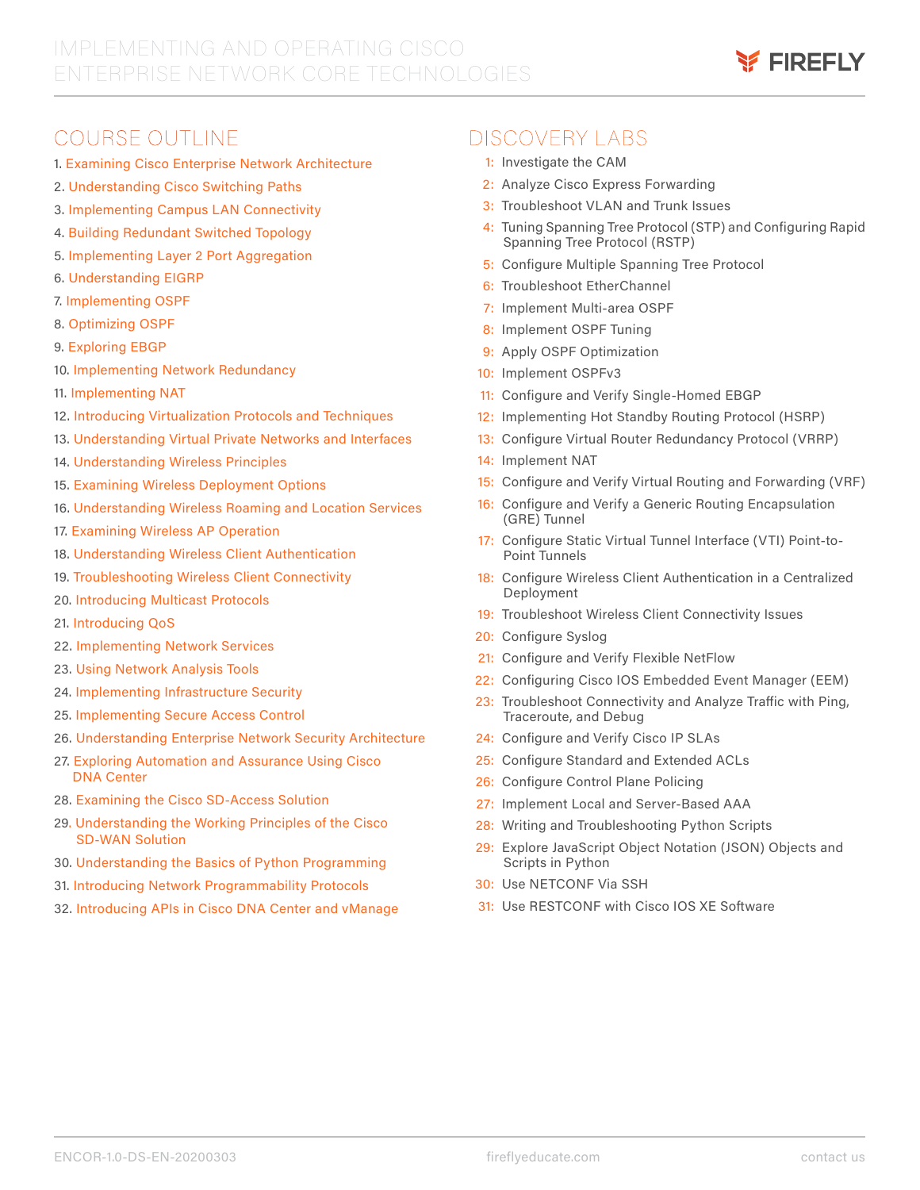## COURSE OUTLINE

1. Examining Cisco Enterprise Network Architecture
2. Understanding Cisco Switching Paths
3. Implementing Campus LAN Connectivity
4. Building Redundant Switched Topology
5. Implementing Layer 2 Port Aggregation
6. Understanding EIGRP
7. Implementing OSPF
8. Optimizing OSPF
9. Exploring EBGP
10. Implementing Network Redundancy
11. Implementing NAT
12. Introducing Virtualization Protocols and Techniques
13. Understanding Virtual Private Networks and Interfaces
14. Understanding Wireless Principles
15. Examining Wireless Deployment Options
16. Understanding Wireless Roaming and Location Services
17. Examining Wireless AP Operation
18. Understanding Wireless Client Authentication
19. Troubleshooting Wireless Client Connectivity
20. Introducing Multicast Protocols
21. Introducing QoS
22. Implementing Network Services
23. Using Network Analysis Tools
24. Implementing Infrastructure Security
25. Implementing Secure Access Control
26. Understanding Enterprise Network Security Architecture
27. Exploring Automation and Assurance Using Cisco DNA Center
28. Examining the Cisco SD-Access Solution
29. Understanding the Working Principles of the Cisco SD-WAN Solution
30. Understanding the Basics of Python Programming
31. Introducing Network Programmability Protocols
32. Introducing APIs in Cisco DNA Center and vManage

## DISCOVERY LABS

1: Investigate the CAM
2: Analyze Cisco Express Forwarding
3: Troubleshoot VLAN and Trunk Issues
4: Tuning Spanning Tree Protocol (STP) and Configuring Rapid Spanning Tree Protocol (RSTP)
5: Configure Multiple Spanning Tree Protocol
6: Troubleshoot EtherChannel
7: Implement Multi-area OSPF
8: Implement OSPF Tuning
9: Apply OSPF Optimization
10: Implement OSPFv3
11: Configure and Verify Single-Homed EBGP
12: Implementing Hot Standby Routing Protocol (HSRP)
13: Configure Virtual Router Redundancy Protocol (VRRP)
14: Implement NAT
15: Configure and Verify Virtual Routing and Forwarding (VRF)
16: Configure and Verify a Generic Routing Encapsulation (GRE) Tunnel
17: Configure Static Virtual Tunnel Interface (VTI) Point-to-Point Tunnels
18: Configure Wireless Client Authentication in a Centralized Deployment
19: Troubleshoot Wireless Client Connectivity Issues
20: Configure Syslog
21: Configure and Verify Flexible NetFlow
22: Configuring Cisco IOS Embedded Event Manager (EEM)
23: Troubleshoot Connectivity and Analyze Traffic with Ping, Traceroute, and Debug
24: Configure and Verify Cisco IP SLAs
25: Configure Standard and Extended ACLs
26: Configure Control Plane Policing
27: Implement Local and Server-Based AAA
28: Writing and Troubleshooting Python Scripts
29: Explore JavaScript Object Notation (JSON) Objects and Scripts in Python
30: Use NETCONF Via SSH
31: Use RESTCONF with Cisco IOS XE Software